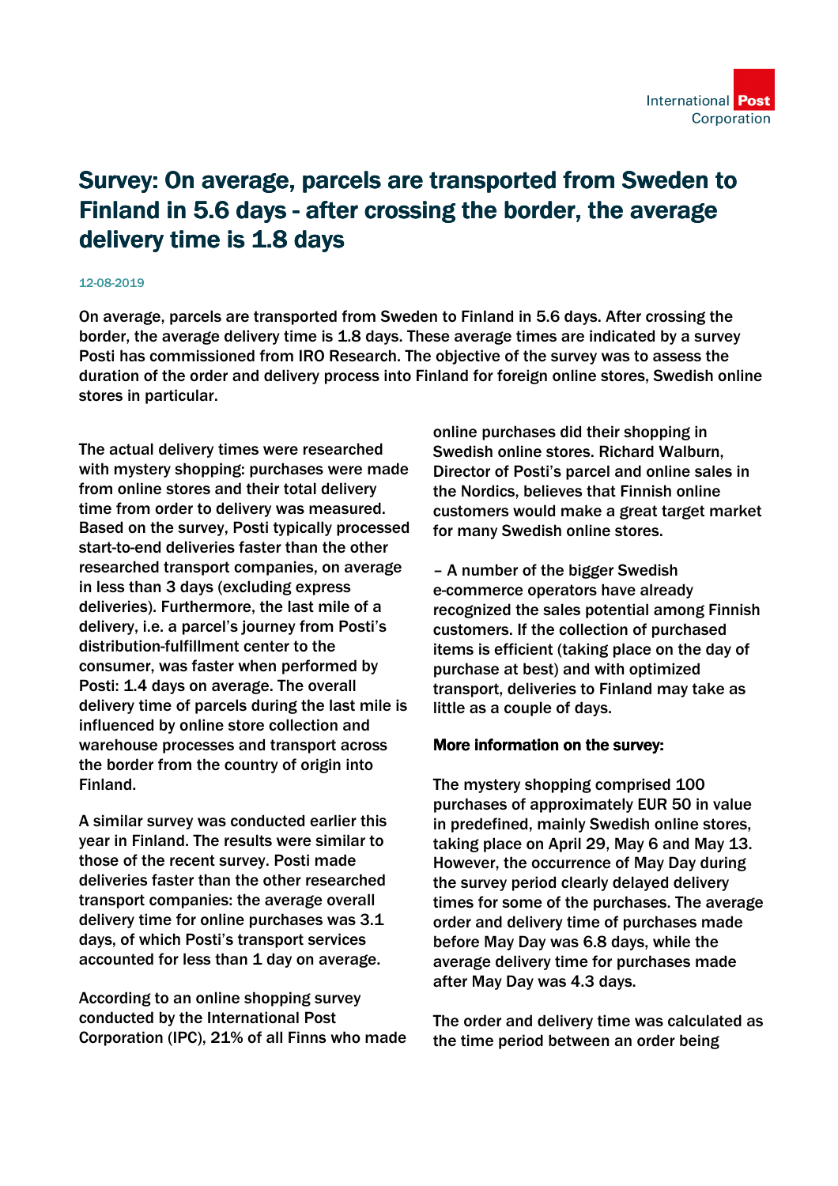# Survey: On average, parcels are transported from Sweden to Finland in 5.6 days - after crossing the border, the average delivery time is 1.8 days

12-08-2019

**On average, parcels are transported from Sweden to Finland in 5.6 days. After crossing the border, the average delivery time is 1.8 days. These average times are indicated by a survey Posti has commissioned from IRO Research. The objective of the survey was to assess the duration of the order and delivery process into Finland for foreign online stores, Swedish online stores in particular.**

The actual delivery times were researched with mystery shopping: purchases were made from online stores and their total delivery time from order to delivery was measured. Based on the survey, Posti typically processed start-to-end deliveries faster than the other researched transport companies, on average in less than 3 days (excluding express deliveries). Furthermore, the last mile of a delivery, i.e. a parcel's journey from Posti's distribution-fulfillment center to the consumer, was faster when performed by Posti: 1.4 days on average. The overall delivery time of parcels during the last mile is influenced by online store collection and warehouse processes and transport across the border from the country of origin into Finland.

A similar survey was conducted earlier this year in Finland. The results were similar to those of the recent survey. Posti made deliveries faster than the other researched transport companies: the average overall delivery time for online purchases was 3.1 days, of which Posti's transport services accounted for less than 1 day on average.

According to an online shopping survey conducted by the International Post Corporation (IPC), 21% of all Finns who made online purchases did their shopping in Swedish online stores. Richard Walburn, Director of Posti's parcel and online sales in the Nordics, believes that Finnish online customers would make a great target market for many Swedish online stores.

– A number of the bigger Swedish e-commerce operators have already recognized the sales potential among Finnish customers. If the collection of purchased items is efficient (taking place on the day of purchase at best) and with optimized transport, deliveries to Finland may take as little as a couple of days.

**More information on the survey:**

The mystery shopping comprised 100 purchases of approximately EUR 50 in value in predefined, mainly Swedish online stores, taking place on April 29, May 6 and May 13. However, the occurrence of May Day during the survey period clearly delayed delivery times for some of the purchases. The average order and delivery time of purchases made before May Day was 6.8 days, while the average delivery time for purchases made after May Day was 4.3 days.

The order and delivery time was calculated as the time period between an order being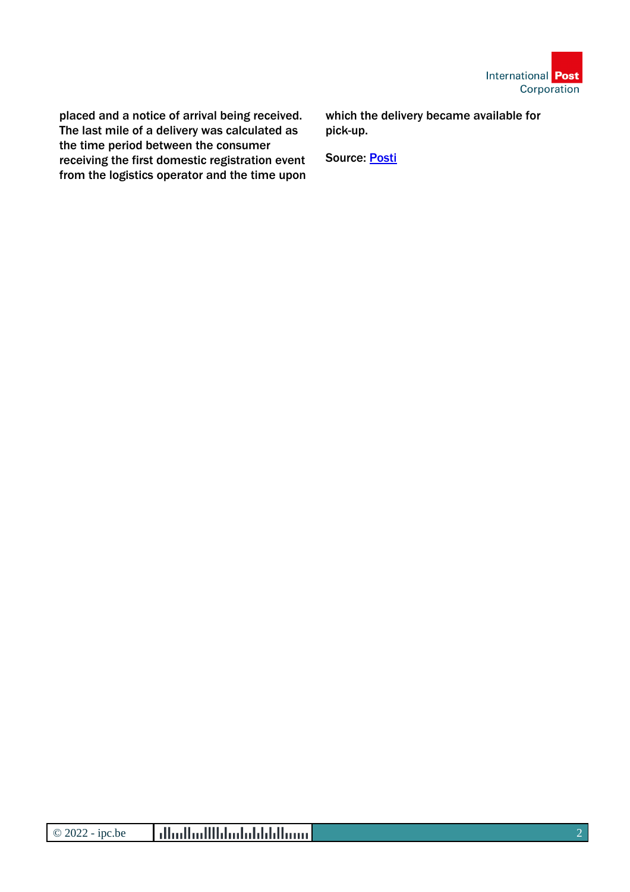placed and a notice of arrival being received. The last mile of a delivery was calculated as the time period between the consumer receiving the first domestic registration event from the logistics operator and the time upon which the delivery became available for pick-up.

Source: Posti